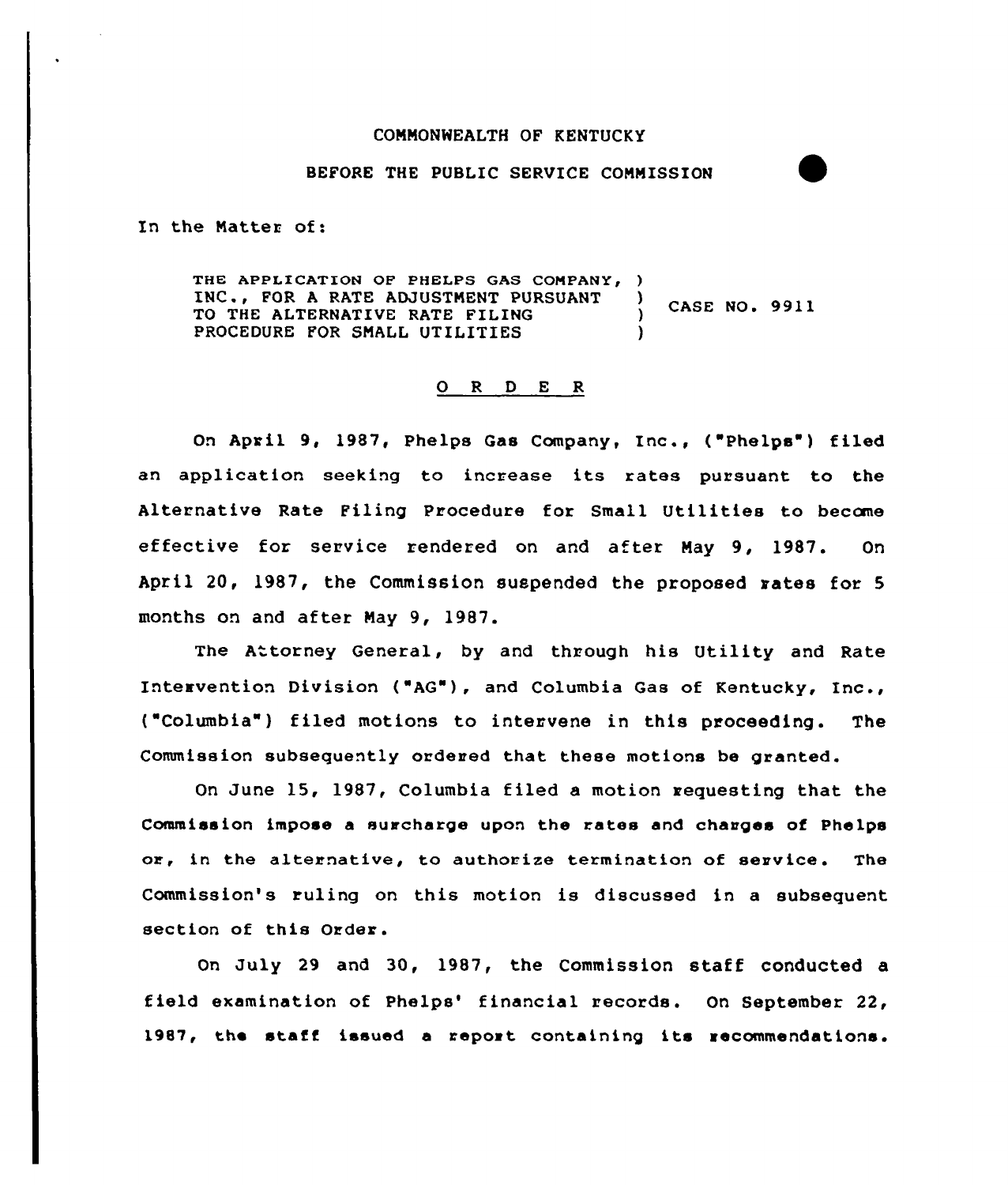COMMONWEALTH OF KENTUCKY

BEFORE THE PUBLIC SERVICE COMMISSION

In the Matter of:

THE APPLICATION OF PHELPS GAS COMPANY, INC., FOR A RATE ADJUSTMENT PURSUANT TO THE ALTERNATIVE RATE FILING PROCEDURE FOR SMALL UTILITIES ) CASE NO. 9911

## O R D E R

On April 9, 1987, Phelps Gas Company, Inc., ("Phelps") filed an application seeking to increase its rates pursuant to the Alternative Rate Filing Procedure for Small Utilities to become effective for service rendered on and after May 9, 1987. On April 20, 1987, the Commission suspended the proposed rates for 5 months on and after May 9, 1987.

The Attorney General, by and through his Utility and Rate Intervention Division ("AG"), and Columbia Gas of Kentucky, Inc., ("Columbia") filed motions to intervene in this proceeding. The Commission subsequently ordered that these motions be granted.

On June 15, 1987, Columbia filed a motion requesting that the Commission impose a surcharge upon the rates and charges of Phelps or, in the alternative, to authorize termination of service. The Commission's ruling on this motion is discussed in a subsequent section of this Order.

On July 29 and 30, 1987, the Commission staff conducted a field examination of Phelps' financial records. On September 22, 1987, the staff issued a report containing its recommendations.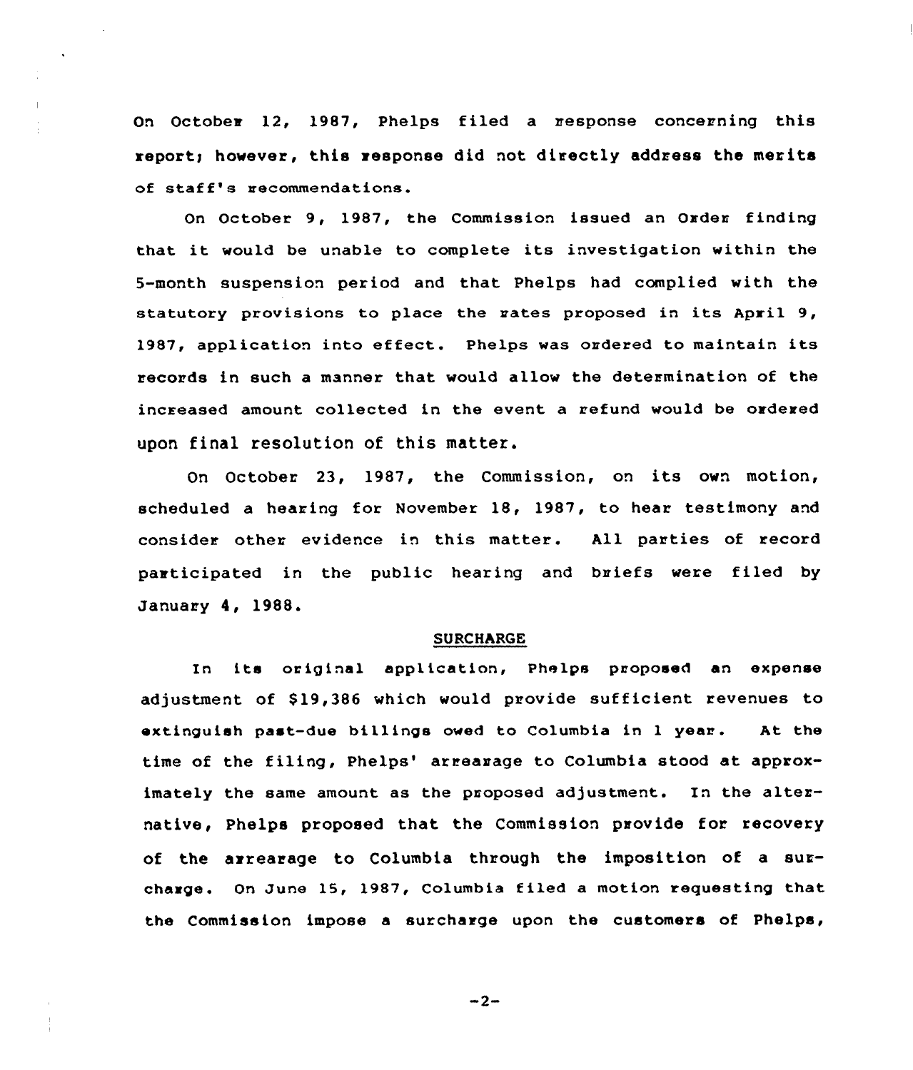On October 12, 1987, Phelps filed a response concerning this report; however, this response did not directly address the merits of staff's recommendations.

On October 9, 1987, the Commission issued an Order finding that it would be unable to complete its investigation within the 5-month suspension period and that Phelps had complied with the statutory provisions to place the rates proposed in its April 9, 1987, application into effect. Phelps was ordered to maintain its records in such a manner that would allow the determination of the increased amount collected in the event a refund would be ordered upon final resolution of this matter.

On October 23, 1987, the Commission, on its own motion, scheduled a hearing for November 18, 1987, to hear testimony and consider other evidence in this matter. All parties of record participated in the public hearing and briefs were filed by January 4, 1988.

## SURCHARGE

In its original application, Phelps proposed an expense adjustment of $19,386 which would provide sufficient revenues to extinguish past-due billings owed to Columbia in 1 year. At the time of the filing, Phelps' arrearage to Columbia stood at approximately the same amount as the proposed adjustment. In the alternative, Phelps proposed that the Commission provide for recovery of the arrearage to Columbia through the imposition of a surcharge. On June 15, 1987, Columbia filed a motion requesting that the Commission impose a surcharge upon the customers of Phelps,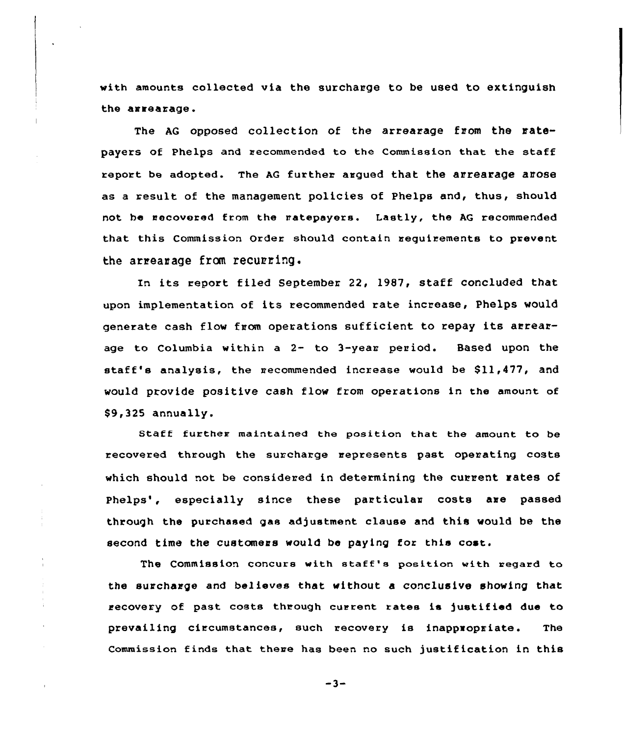with amounts collected via the surcharge to be used to extinguish the arrearage.

The AG opposed collection of the arrearage from the ratepayers of Phelps and recommended to the Commission that the staff report be adopted. The AG further argued that the arrearage arose as a result of the management policies of Phelps and, thus, should not be recovered from the ratepayers. Lastly, the AG recommended that this Commission Order should contain requirements to prevent the arrearage from recurring.

In its report filed September 22, 1987, staff concluded that upon implementation of its recommended rate increase, Phelps would generate cash flow from operations sufficient to repay its arrearage to Columbia within a 2- to 3-year period. Based upon the staff's analysis, the recommended increase would be $11,477, and would provide positive cash flow from operations in the amount of $9,325 annually.

Staff further maintained the position that the amount to be recovered through the surcharge represents past operating costs which should not be considered in determining the current rates of Phelps', especially since these particular costs are passed through the purchased gas adjustment clause and this would be the second time the customers would be paying for this cost.

The Commission concurs with staff's position with regard to the surcharge and believes that without a conclusive showing that recovery of past costs through current rates is justified due to prevailing circumstances, such recovery is inappropriate. The Commission finds that there has been no such justification in this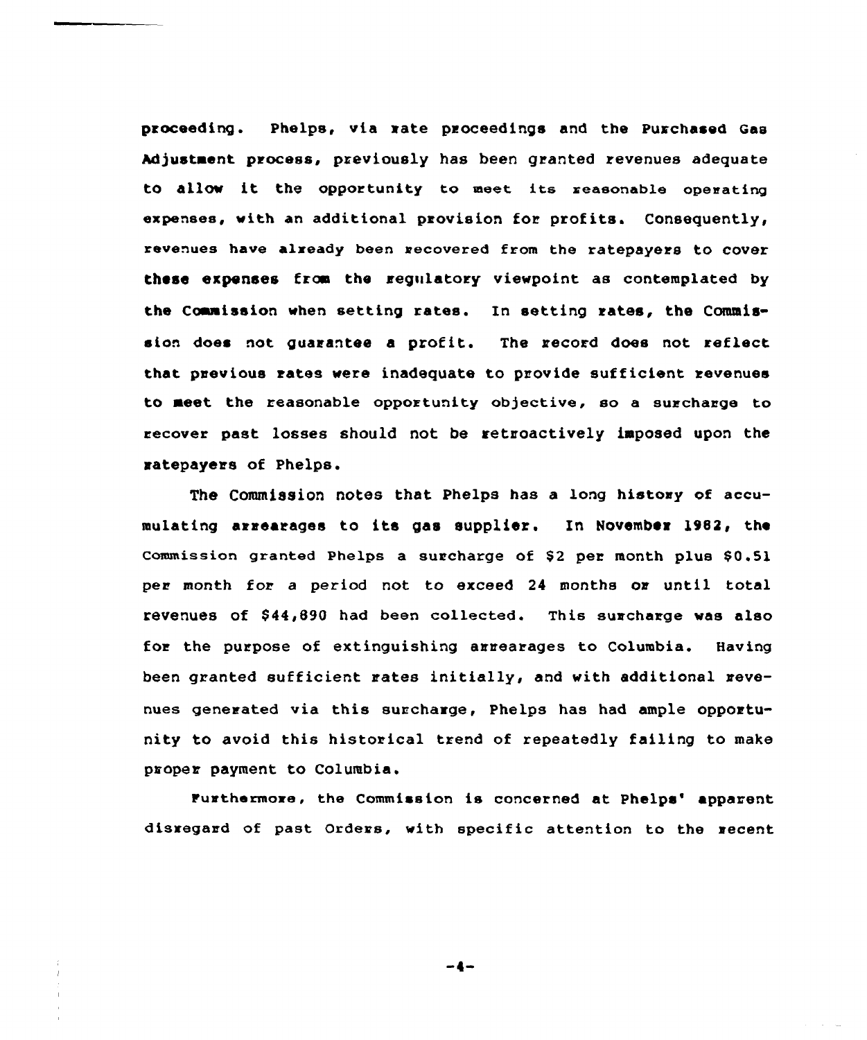proceeding. Phelps, via rate proceedings and the Purchased Gas Adjustment process, previously has been granted revenues adequate to allow it the opportunity to meet its reasonable operating expenses, with an additional provision for profits. Consequently, revenues have already been recovered from the ratepayers to cover these expenses from the regulatory viewpoint as contemplated by the Commission when setting rates. In setting rates, the Commission does not guarantee a profit. The record does not reflect that previous rates were inadequate to provide sufficient revenues to meet the reasonable opportunity objective, so a surcharge to recover past losses should not be retroactively imposed upon the ratepayers of Phelps.

The Commission notes that Phelps has a long history of accumulating arrearages to its gas supplier. In November 1982, the Commission granted Phelps a surcharge of $2 per month plus $0.51 per month for a period not to exceed 24 months or until total revenues of $44,890 had been collected. This surcharge was also for the purpose of extinguishing arrearages to Columbia. Having been granted sufficient rates initially, and with additional revenues generated via this surcharge, Phelps has had ample opportunity to avoid this historical trend of repeatedly failing to make proper payment to Columbia.

Furthermore, the Commission is concerned at Phelps' apparent disregard of past Orders, with specific attention to the recent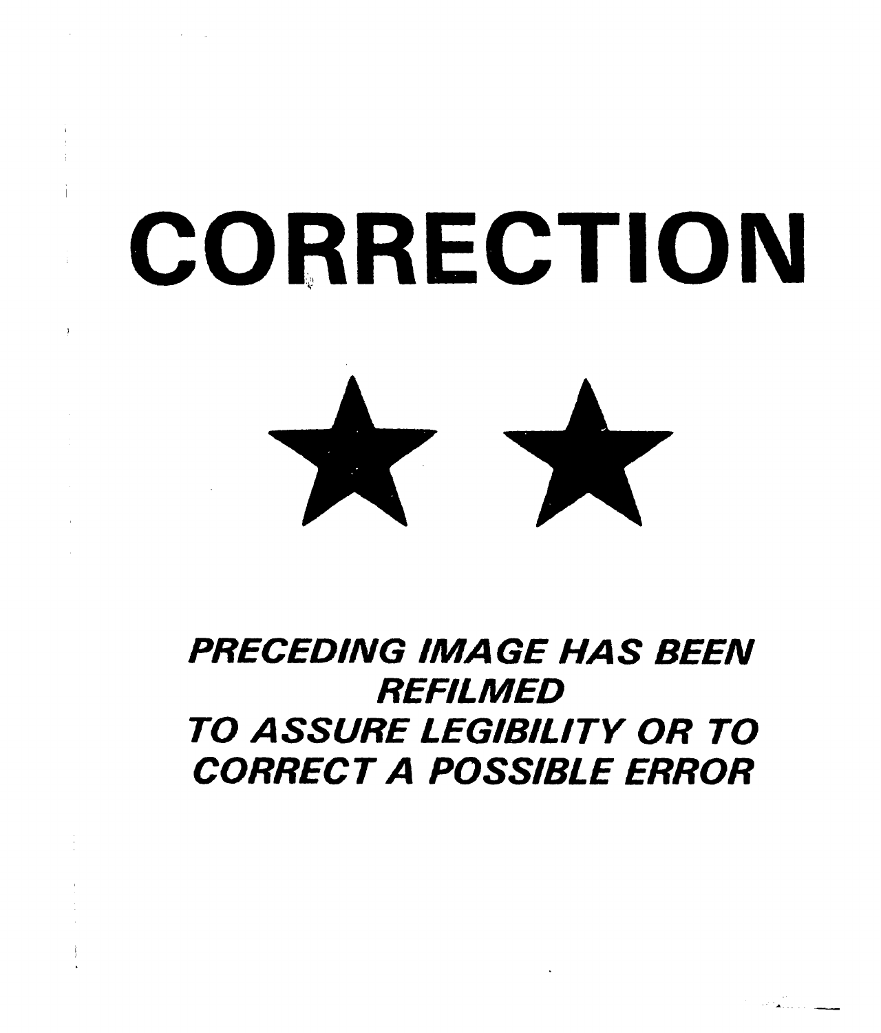# CORRECTION

★ ★

***PRECEDING IMAGE HAS BEEN REFILMED TO ASSURE LEGIBILITY OR TO CORRECT A POSSIBLE ERROR***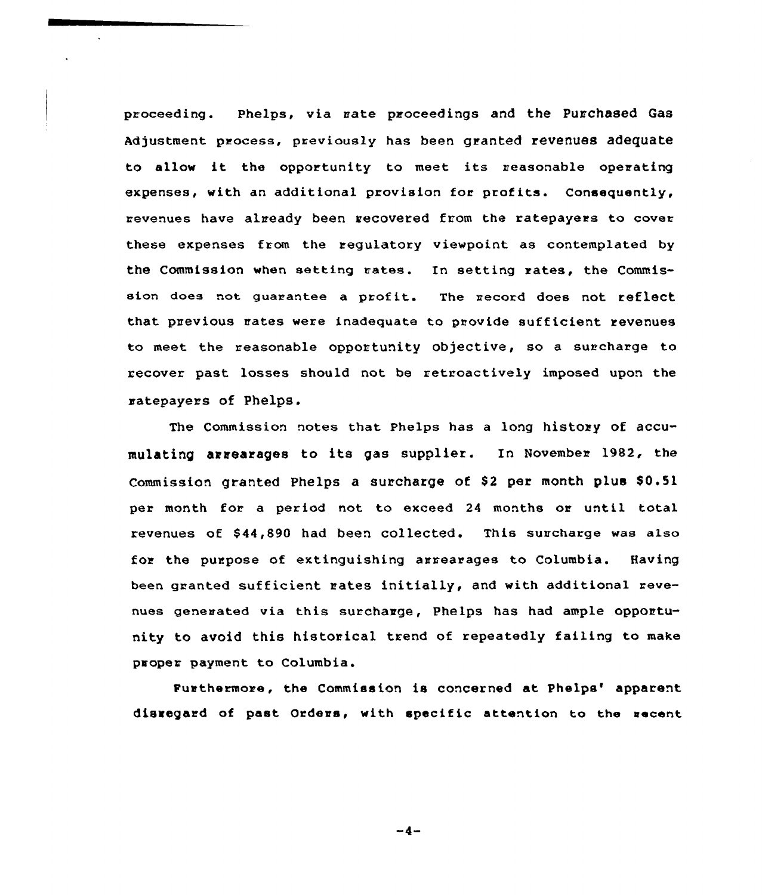proceeding. Phelps, via rate proceedings and the Purchased Gas Adjustment process, previously has been granted revenues adequate to allow it the opportunity to meet its reasonable operating expenses, with an additional provision for profits. Consequently, revenues have already been recovered from the ratepayers to cover these expenses from the regulatory viewpoint as contemplated by the Commission when setting rates. In setting rates, the Commission does not guarantee a profit. The record does not reflect that previous rates were inadequate to provide sufficient revenues to meet the reasonable opportunity objective, so a surcharge to recover past losses should not be retroactively imposed upon the ratepayers of Phelps.

The Commission notes that Phelps has a long history of accumulating arrearages to its gas supplier. In November 1982, the Commission granted Phelps a surcharge of $2 per month plus $0.51 per month for a period not to exceed 24 months or until total revenues of $44,890 had been collected. This surcharge was also for the purpose of extinguishing arrearages to Columbia. Having been granted sufficient rates initially, and with additional revenues generated via this surcharge, Phelps has had ample opportunity to avoid this historical trend of repeatedly failing to make proper payment to Columbia.

Furthermore, the Commission is concerned at Phelps' apparent disregard of past Orders, with specific attention to the recent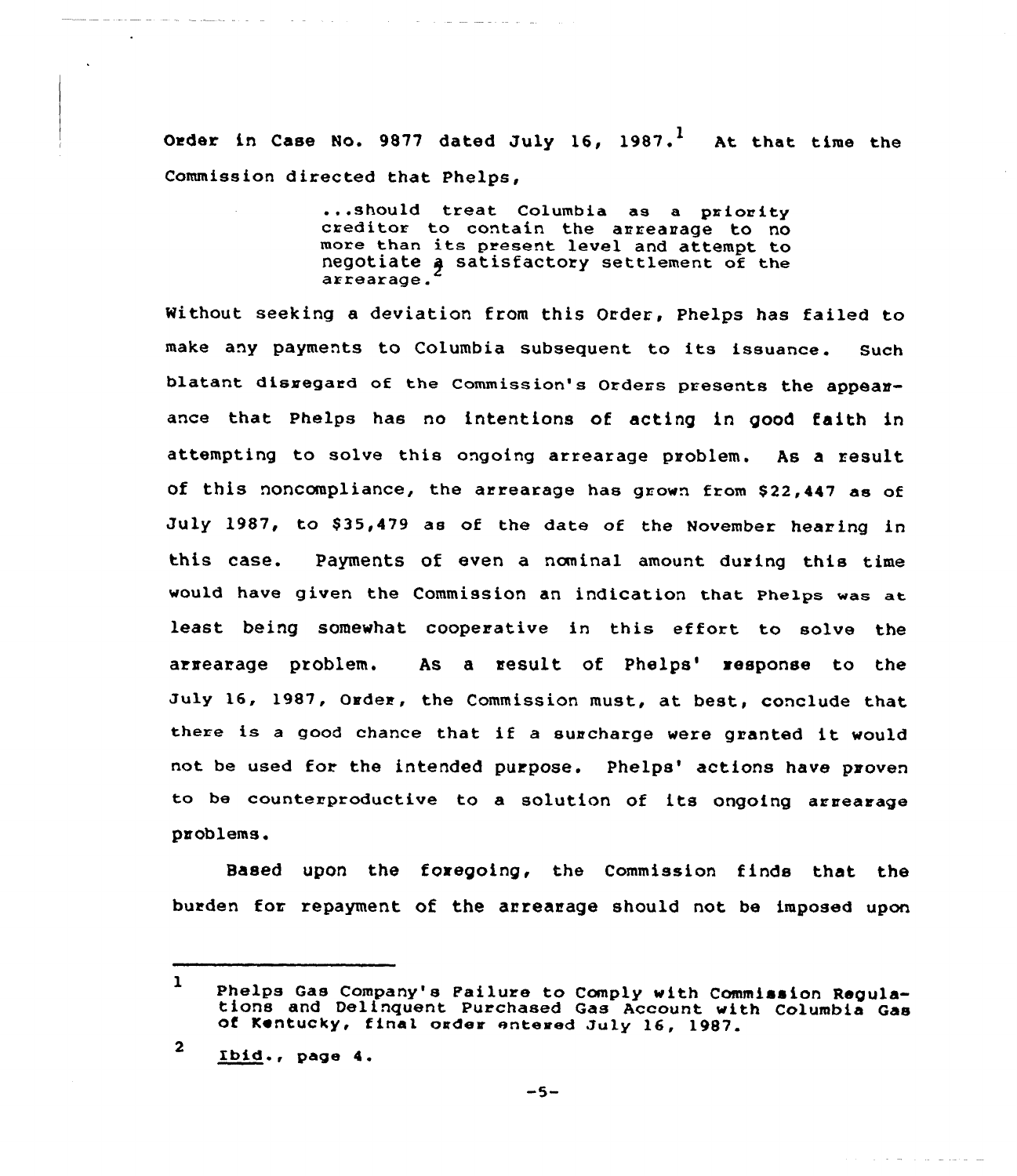Order in Case No. 9877 dated July 16, 1987.[1] At that time the Commission directed that Phelps,

> ...should treat Columbia as a priority creditor to contain the arrearage to no more than its present level and attempt to negotiate a satisfactory settlement of the arrearage.[2]

Without seeking a deviation from this Order, Phelps has failed to make any payments to Columbia subsequent to its issuance. Such blatant disregard of the Commission's Orders presents the appearance that Phelps has no intentions of acting in good faith in attempting to solve this ongoing arrearage problem. As a result of this noncompliance, the arrearage has grown from $22,447 as of July 1987, to $35,479 as of the date of the November hearing in this case. Payments of even a nominal amount during this time would have given the Commission an indication that Phelps was at least being somewhat cooperative in this effort to solve the arrearage problem. As a result of Phelps' response to the July 16, 1987, Order, the Commission must, at best, conclude that there is a good chance that if a surcharge were granted it would not be used for the intended purpose. Phelps' actions have proven to be counterproductive to a solution of its ongoing arrearage problems.

Based upon the foregoing, the Commission finds that the burden for repayment of the arrearage should not be imposed upon

---

[1] Phelps Gas Company's Failure to Comply with Commission Regulations and Delinquent Purchased Gas Account with Columbia Gas of Kentucky, final order entered July 16, 1987.

[2] Ibid., page 4.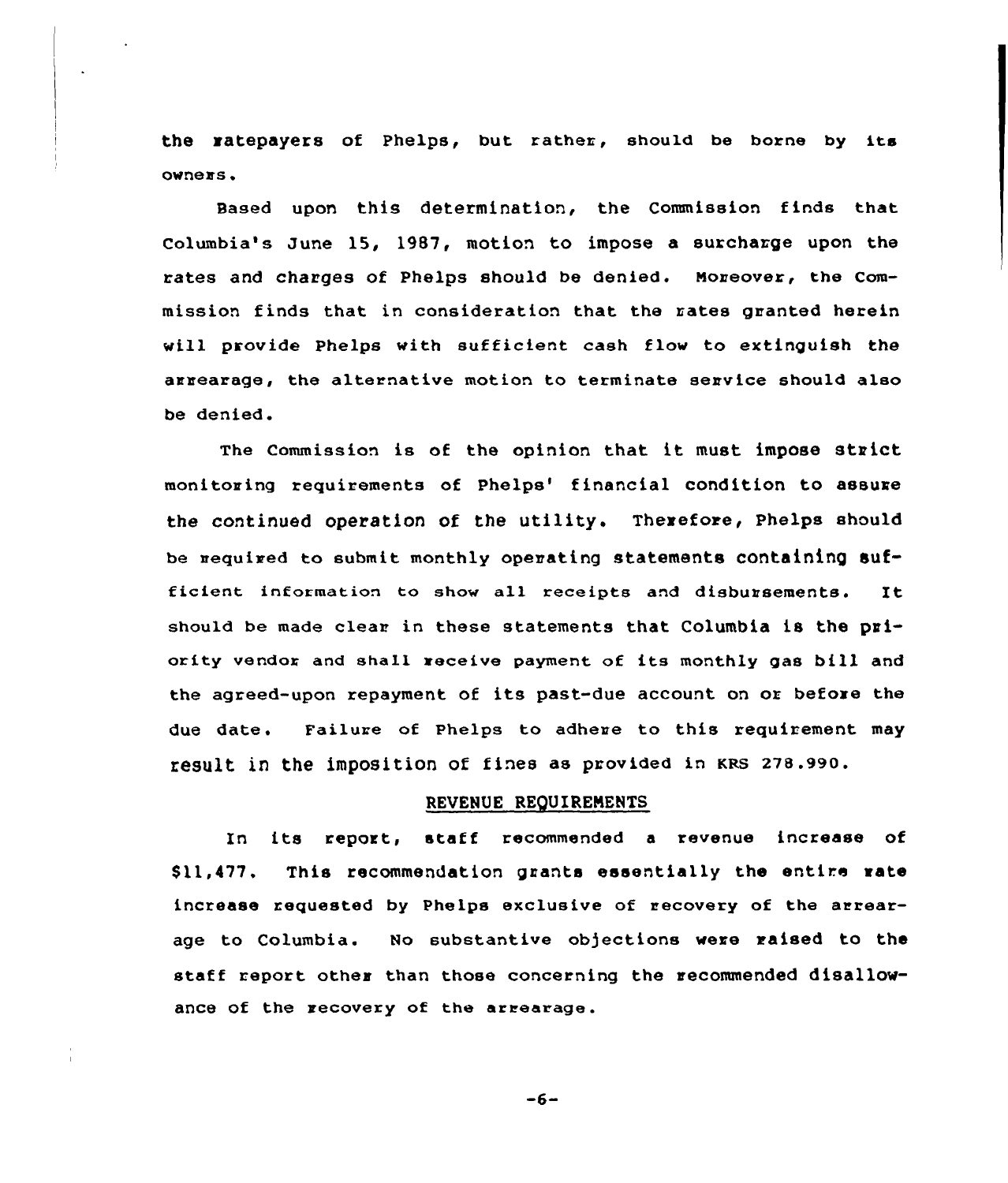the ratepayers of Phelps, but rather, should be borne by its owners.

Based upon this determination, the Commission finds that Columbia's June 15, 1987, motion to impose a surcharge upon the rates and charges of Phelps should be denied. Moreover, the Commission finds that in consideration that the rates granted herein will provide Phelps with sufficient cash flow to extinguish the arrearage, the alternative motion to terminate service should also be denied.

The Commission is of the opinion that it must impose strict monitoring requirements of Phelps' financial condition to assure the continued operation of the utility. Therefore, Phelps should be required to submit monthly operating statements containing sufficient information to show all receipts and disbursements. It should be made clear in these statements that Columbia is the priority vendor and shall receive payment of its monthly gas bill and the agreed-upon repayment of its past-due account on or before the due date. Failure of Phelps to adhere to this requirement may result in the imposition of fines as provided in KRS 278.990.

## REVENUE REQUIREMENTS

In its report, staff recommended a revenue increase of $11,477. This recommendation grants essentially the entire rate increase requested by Phelps exclusive of recovery of the arrearage to Columbia. No substantive objections were raised to the staff report other than those concerning the recommended disallowance of the recovery of the arrearage.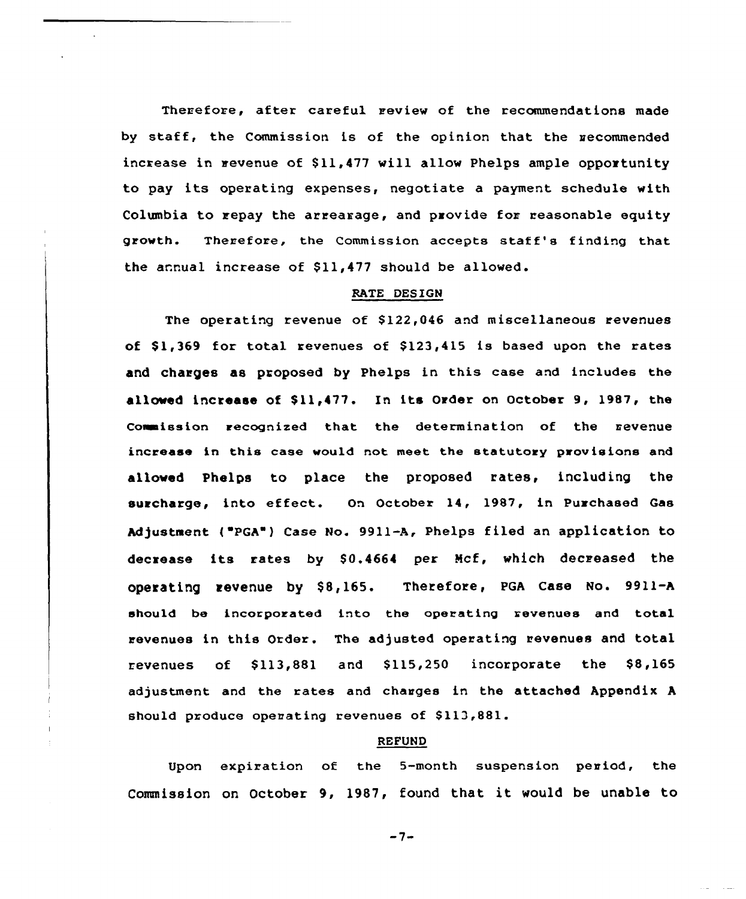Therefore, after careful review of the recommendations made by staff, the Commission is of the opinion that the recommended increase in revenue of $11,477 will allow Phelps ample opportunity to pay its operating expenses, negotiate a payment schedule with Columbia to repay the arrearage, and provide for reasonable equity growth. Therefore, the Commission accepts staff's finding that the annual increase of $11,477 should be allowed.

## RATE DESIGN

The operating revenue of $122,046 and miscellaneous revenues of $1,369 for total revenues of $123,415 is based upon the rates and charges as proposed by Phelps in this case and includes the allowed increase of $11,477. In its Order on October 9, 1987, the Commission recognized that the determination of the revenue increase in this case would not meet the statutory provisions and allowed Phelps to place the proposed rates, including the surcharge, into effect. On October 14, 1987, in Purchased Gas Adjustment ("PGA") Case No. 9911-A, Phelps filed an application to decrease its rates by $0.4664 per Mcf, which decreased the operating revenue by $8,165. Therefore, PGA Case No. 9911-A should be incorporated into the operating revenues and total revenues in this Order. The adjusted operating revenues and total revenues of $113,881 and $115,250 incorporate the $8,165 adjustment and the rates and charges in the attached Appendix A should produce operating revenues of $113,881.

## REFUND

Upon expiration of the 5-month suspension period, the Commission on October 9, 1987, found that it would be unable to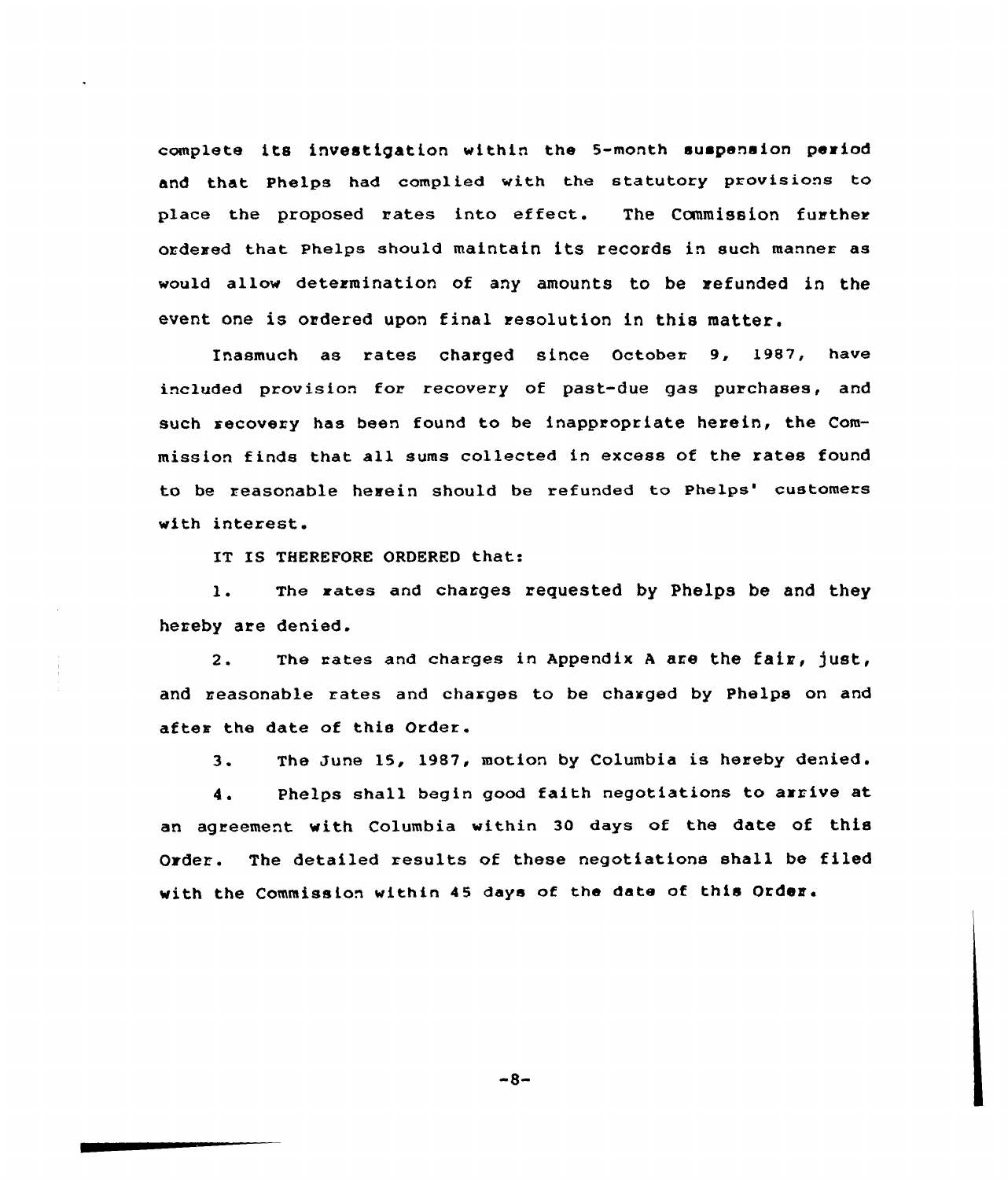complete its investigation within the 5-month suspension period and that Phelps had complied with the statutory provisions to place the proposed rates into effect. The Commission further ordered that Phelps should maintain its records in such manner as would allow determination of any amounts to be refunded in the event one is ordered upon final resolution in this matter.

Inasmuch as rates charged since October 9, 1987, have included provision for recovery of past-due gas purchases, and such recovery has been found to be inappropriate herein, the Commission finds that all sums collected in excess of the rates found to be reasonable herein should be refunded to Phelps' customers with interest.

IT IS THEREFORE ORDERED that:

1. The rates and charges requested by Phelps be and they hereby are denied.

2. The rates and charges in Appendix A are the fair, just, and reasonable rates and charges to be charged by Phelps on and after the date of this Order.

3. The June 15, 1987, motion by Columbia is hereby denied.

4. Phelps shall begin good faith negotiations to arrive at an agreement with Columbia within 30 days of the date of this Order. The detailed results of these negotiations shall be filed with the Commission within 45 days of the date of this Order.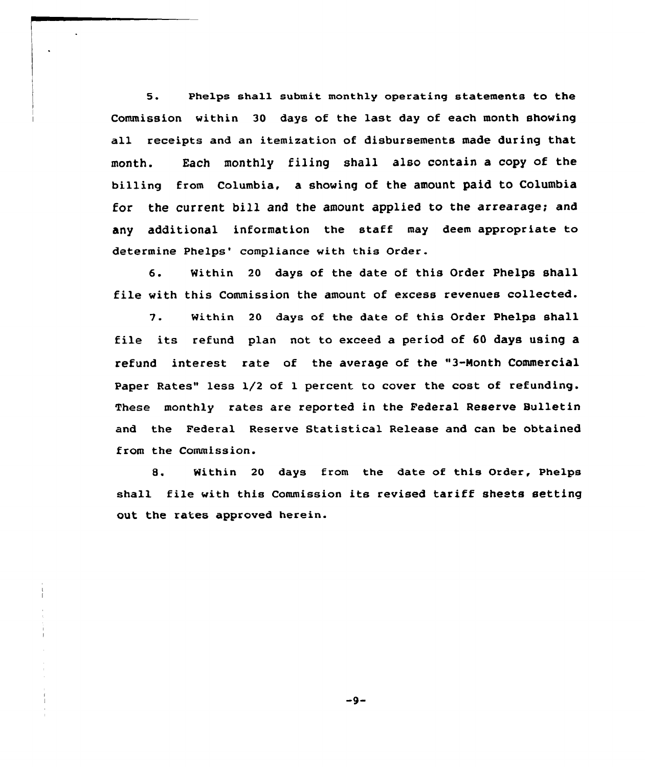5. Phelps shall submit monthly operating statements to the Commission within 30 days of the last day of each month showing all receipts and an itemization of disbursements made during that month. Each monthly filing shall also contain a copy of the billing from Columbia, a showing of the amount paid to Columbia for the current bill and the amount applied to the arrearage; and any additional information the staff may deem appropriate to determine Phelps' compliance with this Order.

6. Within 20 days of the date of this Order Phelps shall file with this Commission the amount of excess revenues collected.

7. Within 20 days of the date of this Order Phelps shall file its refund plan not to exceed a period of 60 days using a refund interest rate of the average of the "3-Month Commercial Paper Rates" less 1/2 of 1 percent to cover the cost of refunding. These monthly rates are reported in the Federal Reserve Bulletin and the Federal Reserve Statistical Release and can be obtained from the Commission.

8. Within 20 days from the date of this Order, Phelps shall file with this Commission its revised tariff sheets setting out the rates approved herein.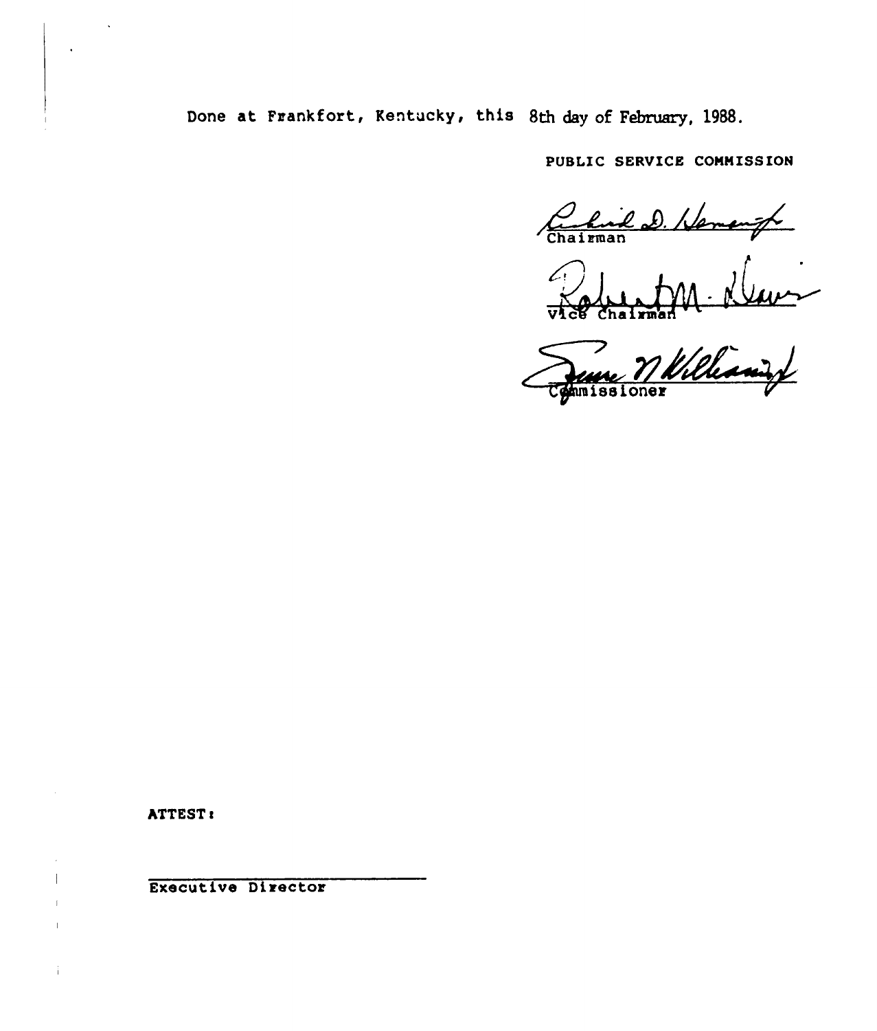Done at Frankfort, Kentucky, this 8th day of February, 1988.

PUBLIC SERVICE COMMISSION

Chairman

Vice Chairman

Commissioner

ATTEST:

Executive Director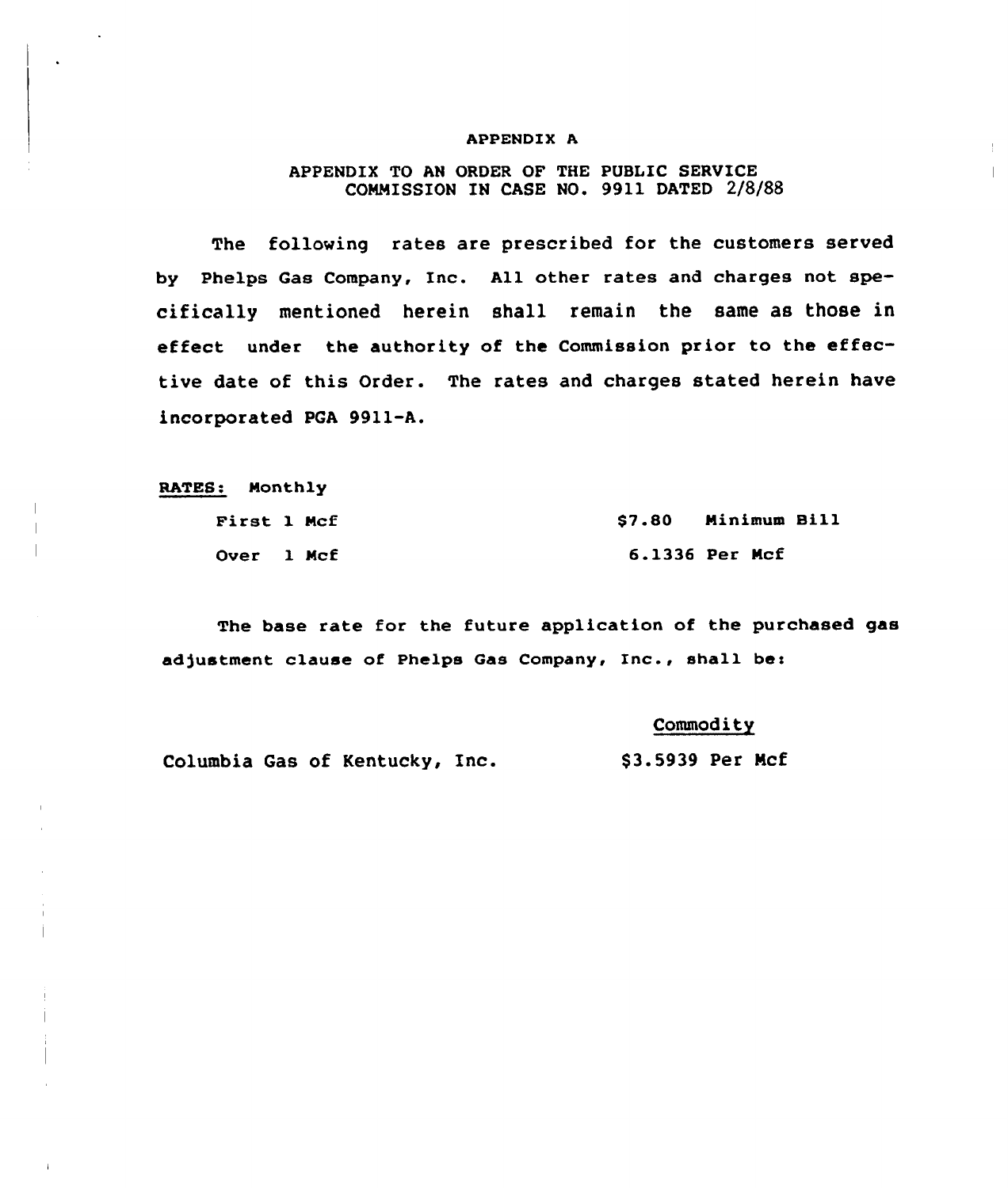# APPENDIX A

## APPENDIX TO AN ORDER OF THE PUBLIC SERVICE COMMISSION IN CASE NO. 9911 DATED 2/8/88

The following rates are prescribed for the customers served by Phelps Gas Company, Inc. All other rates and charges not specifically mentioned herein shall remain the same as those in effect under the authority of the Commission prior to the effective date of this Order. The rates and charges stated herein have incorporated PGA 9911-A.

**RATES:** Monthly

| | |
|---|---|
| First 1 Mcf | $7.80 Minimum Bill |
| Over 1 Mcf | 6.1336 Per Mcf |

The base rate for the future application of the purchased gas adjustment clause of Phelps Gas Company, Inc., shall be:

| | Commodity |
|---|---|
| Columbia Gas of Kentucky, Inc. | $3.5939 Per Mcf |